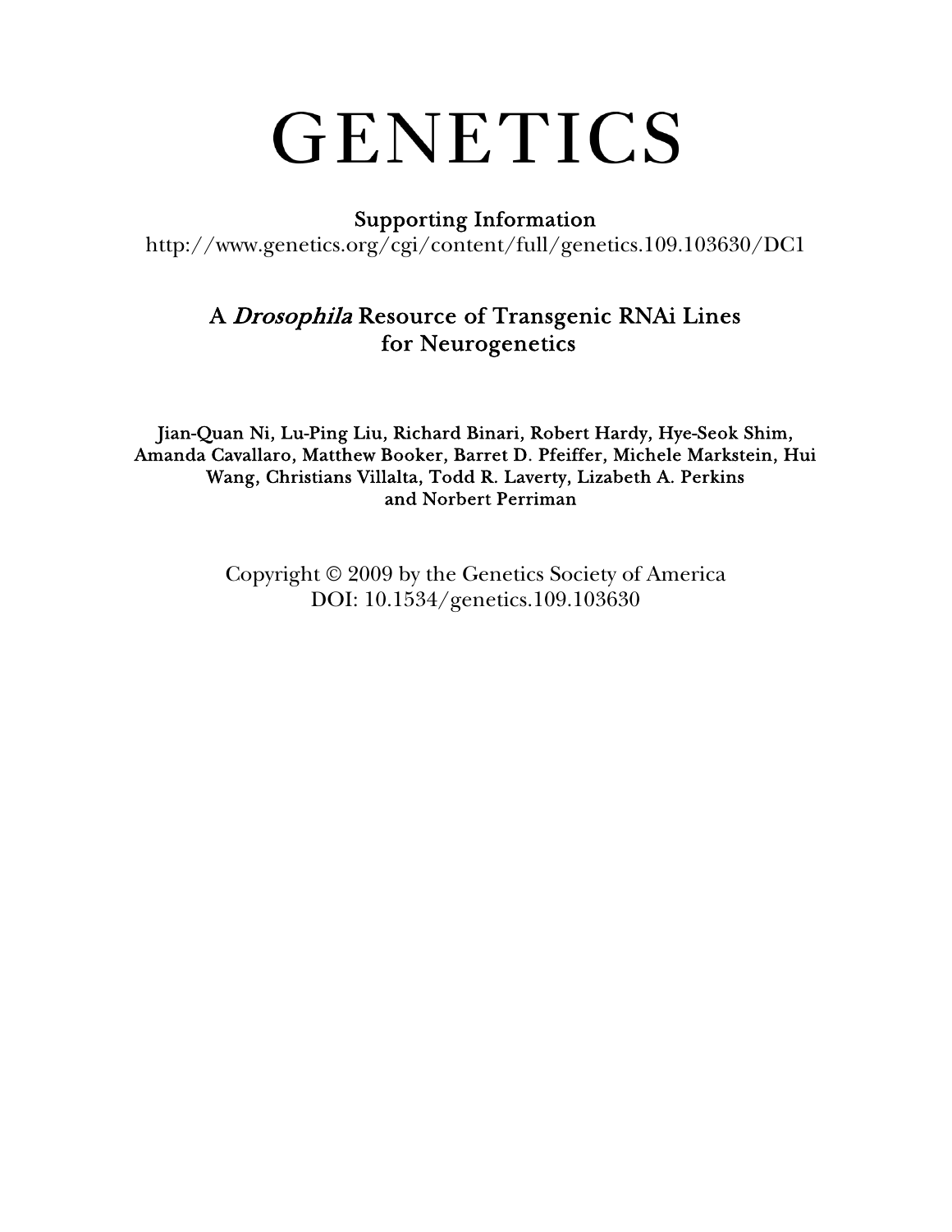# GENETICS

**Supporting Information**
http://www.genetics.org/cgi/content/full/genetics.109.103630/DC1

## A *Drosophila* Resource of Transgenic RNAi Lines for Neurogenetics

**Jian-Quan Ni, Lu-Ping Liu, Richard Binari, Robert Hardy, Hye-Seok Shim, Amanda Cavallaro, Matthew Booker, Barret D. Pfeiffer, Michele Markstein, Hui Wang, Christians Villalta, Todd R. Laverty, Lizabeth A. Perkins and Norbert Perriman**

Copyright © 2009 by the Genetics Society of America
DOI: 10.1534/genetics.109.103630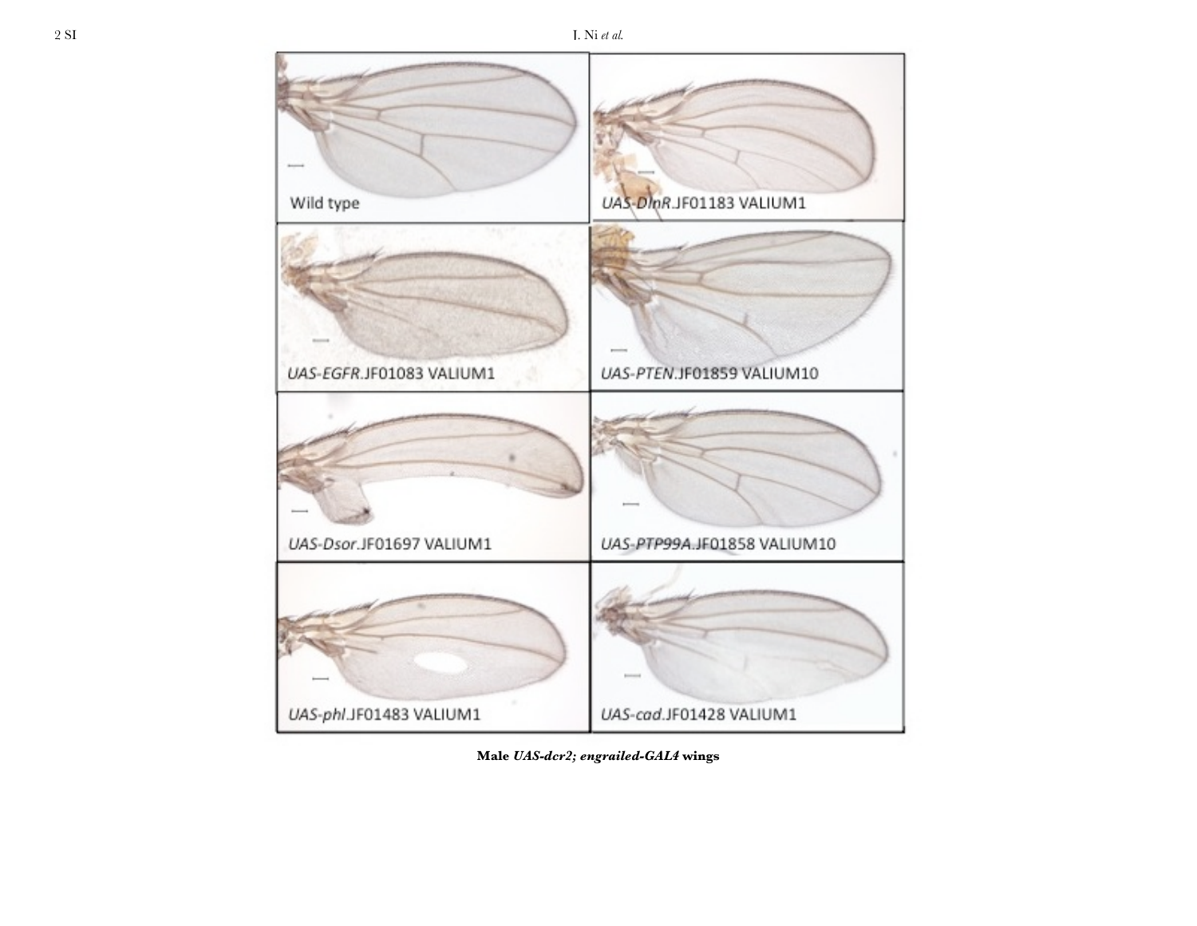**Male *UAS-dcr2; engrailed-GAL4* wings**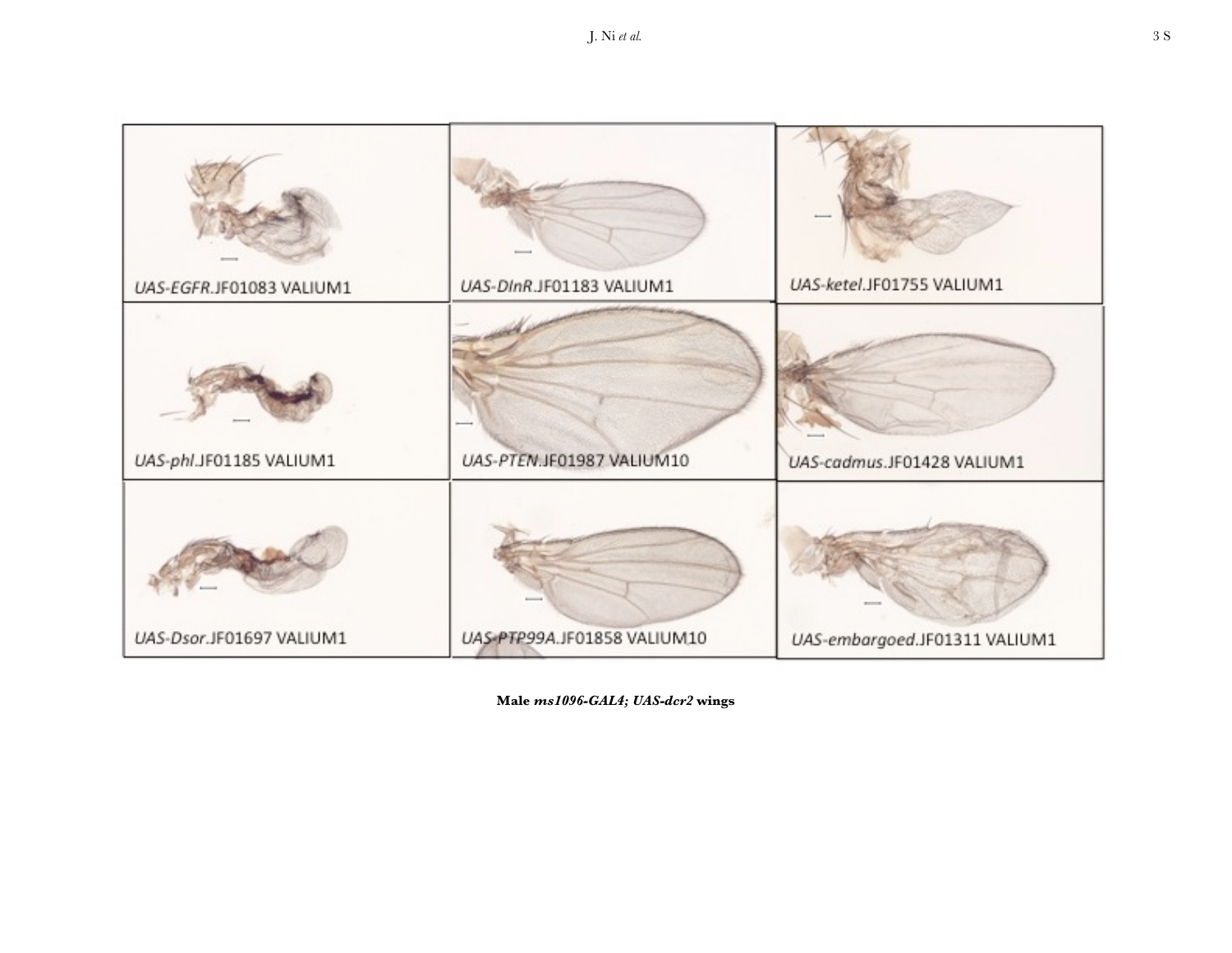*UAS-EGFR*.JF01083 VALIUM1

*UAS-DInR*.JF01183 VALIUM1

*UAS-ketel*.JF01755 VALIUM1

*UAS-phl*.JF01185 VALIUM1

*UAS-PTEN*.JF01987 VALIUM10

*UAS-cadmus*.JF01428 VALIUM1

*UAS-Dsor*.JF01697 VALIUM1

*UAS-PTP99A*.JF01858 VALIUM10

*UAS-embargoed*.JF01311 VALIUM1

**Male *ms1096-GAL4; UAS-dcr2* wings**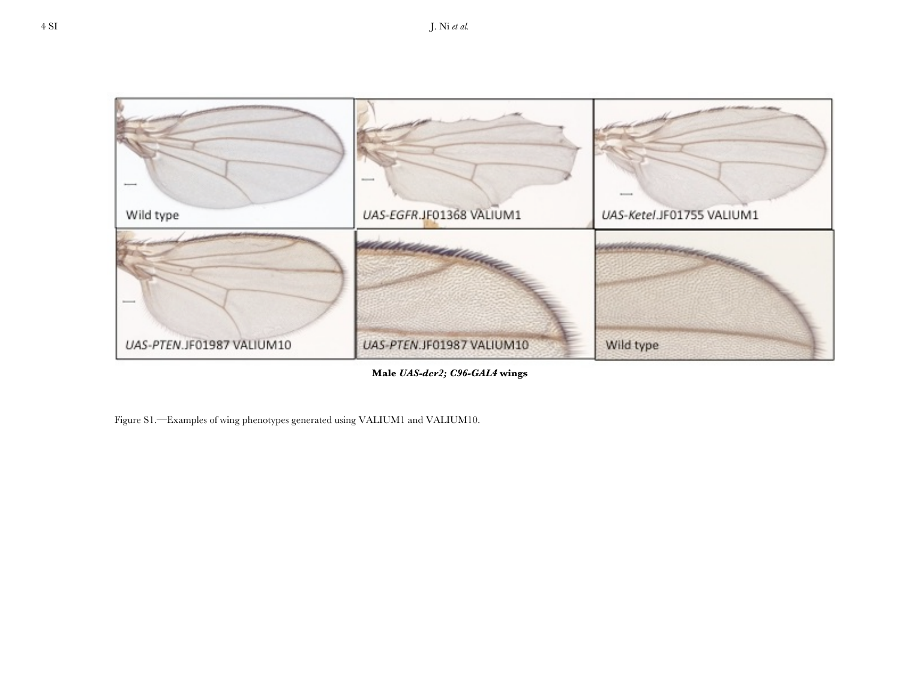Wild type

*UAS-EGFR*.JF01368 VALIUM1

*UAS-Ketel*.JF01755 VALIUM1

*UAS-PTEN*.JF01987 VALIUM10

*UAS-PTEN*.JF01987 VALIUM10

Wild type

**Male *UAS-dcr2; C96-GAL4* wings**

Figure S1.—Examples of wing phenotypes generated using VALIUM1 and VALIUM10.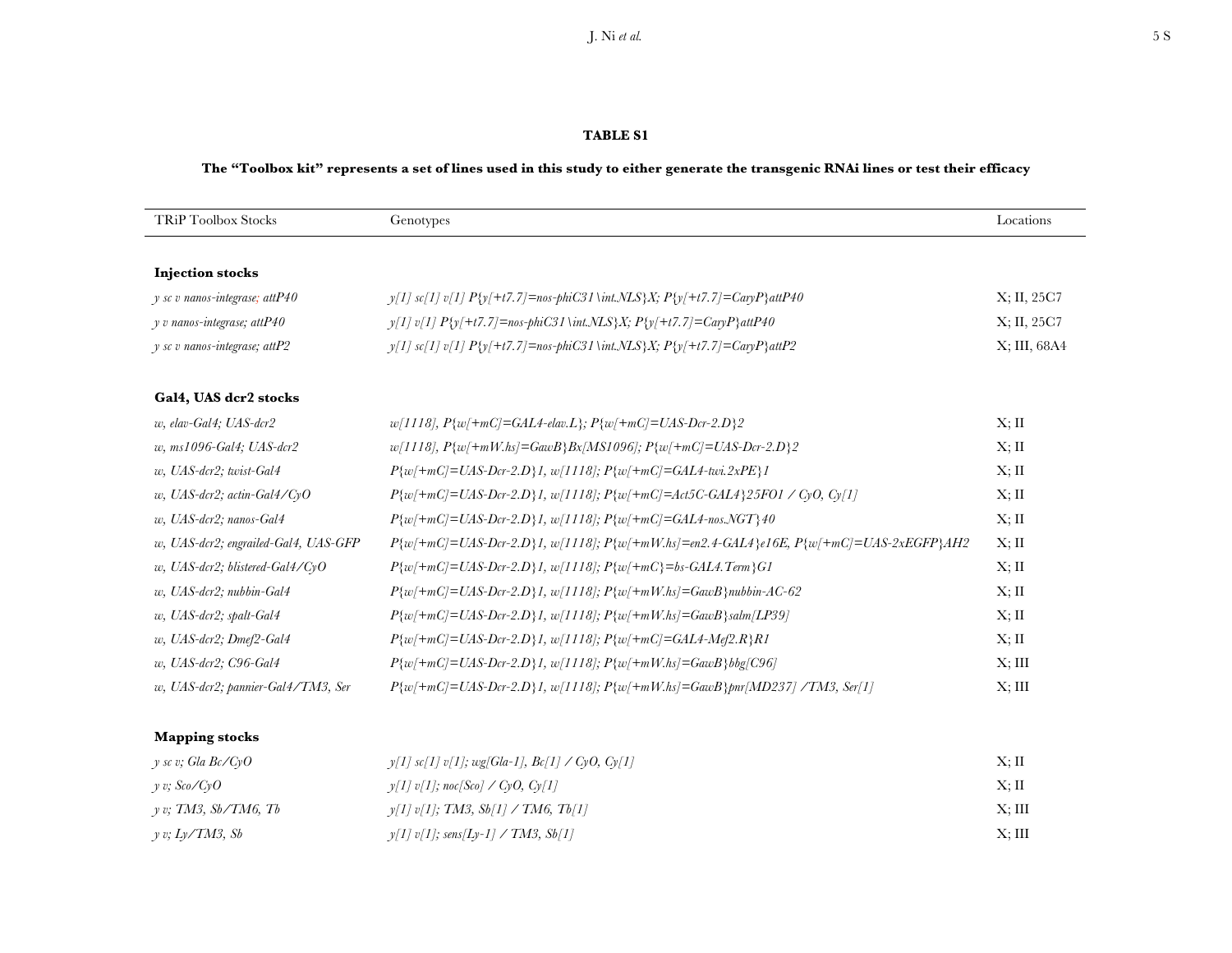**TABLE S1**

**The "Toolbox kit" represents a set of lines used in this study to either generate the transgenic RNAi lines or test their efficacy**

| TRiP Toolbox Stocks | Genotypes | Locations |
|---|---|---|
| **Injection stocks** | | |
| *y sc v nanos-integrase; attP40* | *y[1] sc[1] v[1] P{y[+t7.7]=nos-phiC31\int.NLS}X; P{y[+t7.7]=CaryP}attP40* | X; II, 25C7 |
| *y v nanos-integrase; attP40* | *y[1] v[1] P{y[+t7.7]=nos-phiC31\int.NLS}X; P{y[+t7.7]=CaryP}attP40* | X; II, 25C7 |
| *y sc v nanos-integrase; attP2* | *y[1] sc[1] v[1] P{y[+t7.7]=nos-phiC31\int.NLS}X; P{y[+t7.7]=CaryP}attP2* | X; III, 68A4 |
| **Gal4, UAS dcr2 stocks** | | |
| *w, elav-Gal4; UAS-dcr2* | *w[1118], P{w[+mC]=GAL4-elav.L}; P{w[+mC]=UAS-Dcr-2.D}2* | X; II |
| *w, ms1096-Gal4; UAS-dcr2* | *w[1118], P{w[+mW.hs]=GawB}Bx[MS1096]; P{w[+mC]=UAS-Dcr-2.D}2* | X; II |
| *w, UAS-dcr2; twist-Gal4* | *P{w[+mC]=UAS-Dcr-2.D}1, w[1118]; P{w[+mC]=GAL4-twi.2xPE}1* | X; II |
| *w, UAS-dcr2; actin-Gal4/CyO* | *P{w[+mC]=UAS-Dcr-2.D}1, w[1118]; P{w[+mC]=Act5C-GAL4}25FO1 / CyO, Cy[1]* | X; II |
| *w, UAS-dcr2; nanos-Gal4* | *P{w[+mC]=UAS-Dcr-2.D}1, w[1118]; P{w[+mC]=GAL4-nos.NGT}40* | X; II |
| *w, UAS-dcr2; engrailed-Gal4, UAS-GFP* | *P{w[+mC]=UAS-Dcr-2.D}1, w[1118]; P{w[+mW.hs]=en2.4-GAL4}e16E, P{w[+mC]=UAS-2xEGFP}AH2* | X; II |
| *w, UAS-dcr2; blistered-Gal4/CyO* | *P{w[+mC]=UAS-Dcr-2.D}1, w[1118]; P{w[+mC}=bs-GAL4.Term}G1* | X; II |
| *w, UAS-dcr2; nubbin-Gal4* | *P{w[+mC]=UAS-Dcr-2.D}1, w[1118]; P{w[+mW.hs]=GawB}nubbin-AC-62* | X; II |
| *w, UAS-dcr2; spalt-Gal4* | *P{w[+mC]=UAS-Dcr-2.D}1, w[1118]; P{w[+mW.hs]=GawB}salm[LP39]* | X; II |
| *w, UAS-dcr2; Dmef2-Gal4* | *P{w[+mC]=UAS-Dcr-2.D}1, w[1118]; P{w[+mC]=GAL4-Mef2.R}R1* | X; II |
| *w, UAS-dcr2; C96-Gal4* | *P{w[+mC]=UAS-Dcr-2.D}1, w[1118]; P{w[+mW.hs]=GawB}bbg[C96]* | X; III |
| *w, UAS-dcr2; pannier-Gal4/TM3, Ser* | *P{w[+mC]=UAS-Dcr-2.D}1, w[1118]; P{w[+mW.hs]=GawB}pnr[MD237] /TM3, Ser[1]* | X; III |
| **Mapping stocks** | | |
| *y sc v; Gla Bc/CyO* | *y[1] sc[1] v[1]; wg[Gla-1], Bc[1] / CyO, Cy[1]* | X; II |
| *y v; Sco/CyO* | *y[1] v[1]; noc[Sco] / CyO, Cy[1]* | X; II |
| *y v; TM3, Sb/TM6, Tb* | *y[1] v[1]; TM3, Sb[1] / TM6, Tb[1]* | X; III |
| *y v; Ly/TM3, Sb* | *y[1] v[1]; sens[Ly-1] / TM3, Sb[1]* | X; III |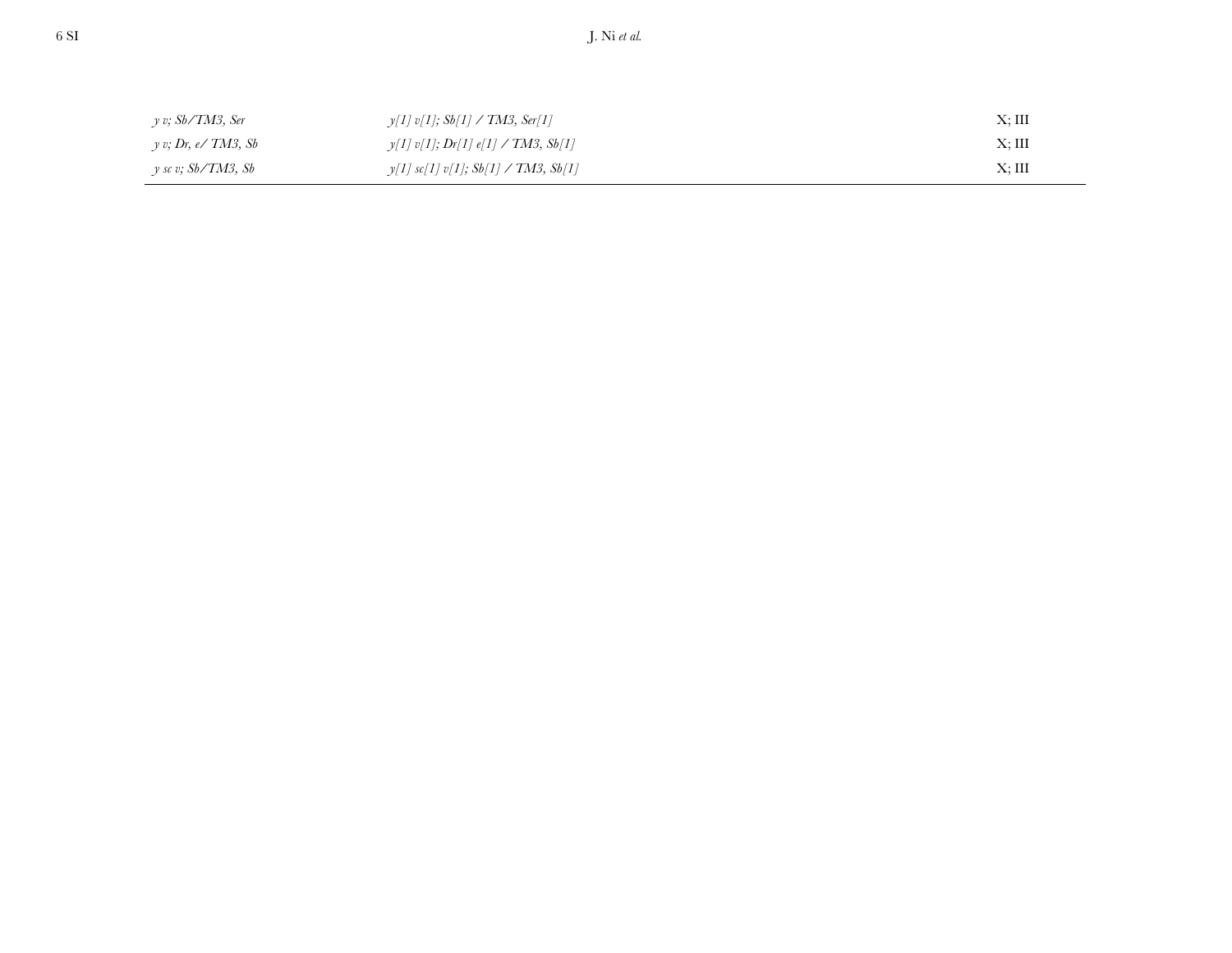| | | |
|---|---|---|
| *y v; Sb/TM3, Ser* | *y[1] v[1]; Sb[1] / TM3, Ser[1]* | X; III |
| *y v; Dr, e/ TM3, Sb* | *y[1] v[1]; Dr[1] e[1] / TM3, Sb[1]* | X; III |
| *y sc v; Sb/TM3, Sb* | *y[1] sc[1] v[1]; Sb[1] / TM3, Sb[1]* | X; III |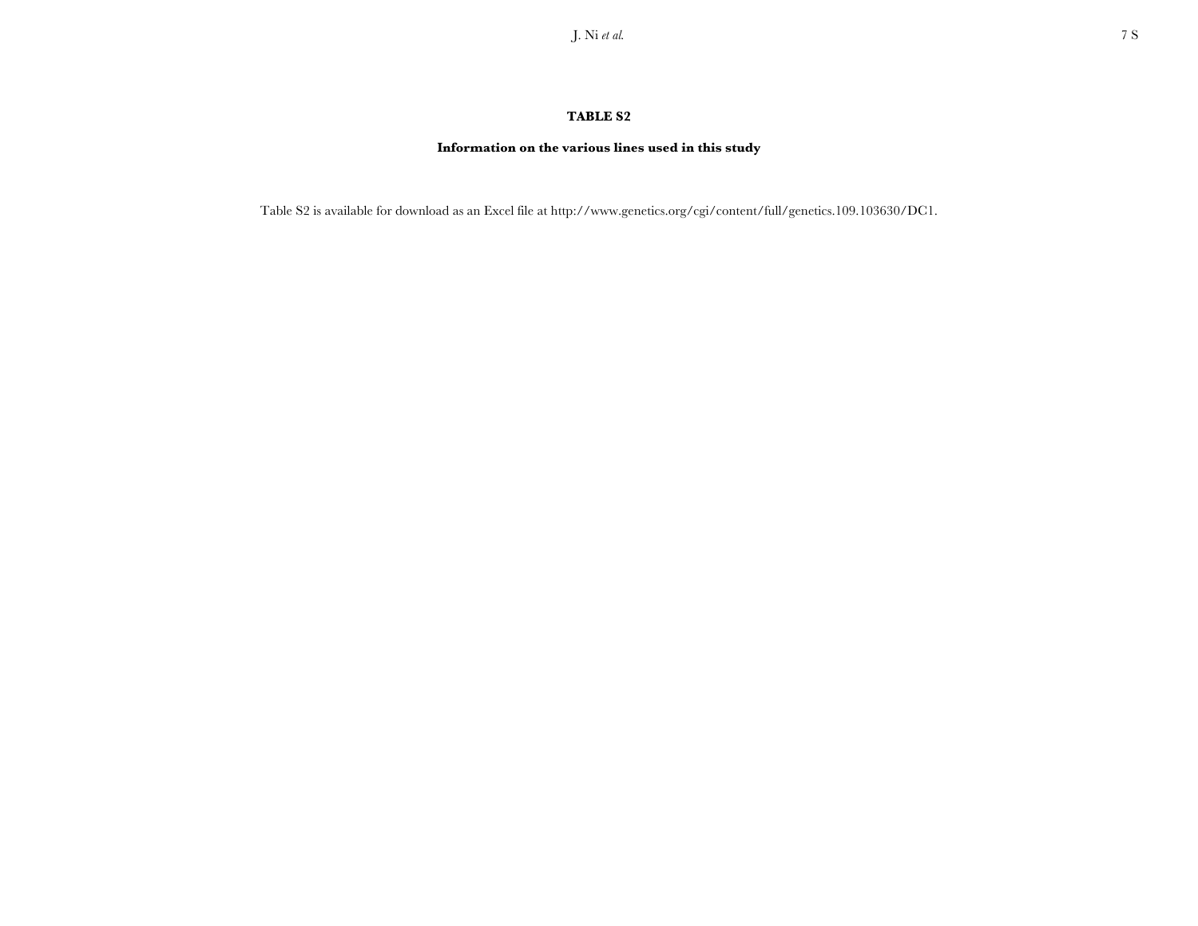**TABLE S2**

**Information on the various lines used in this study**

Table S2 is available for download as an Excel file at http://www.genetics.org/cgi/content/full/genetics.109.103630/DC1.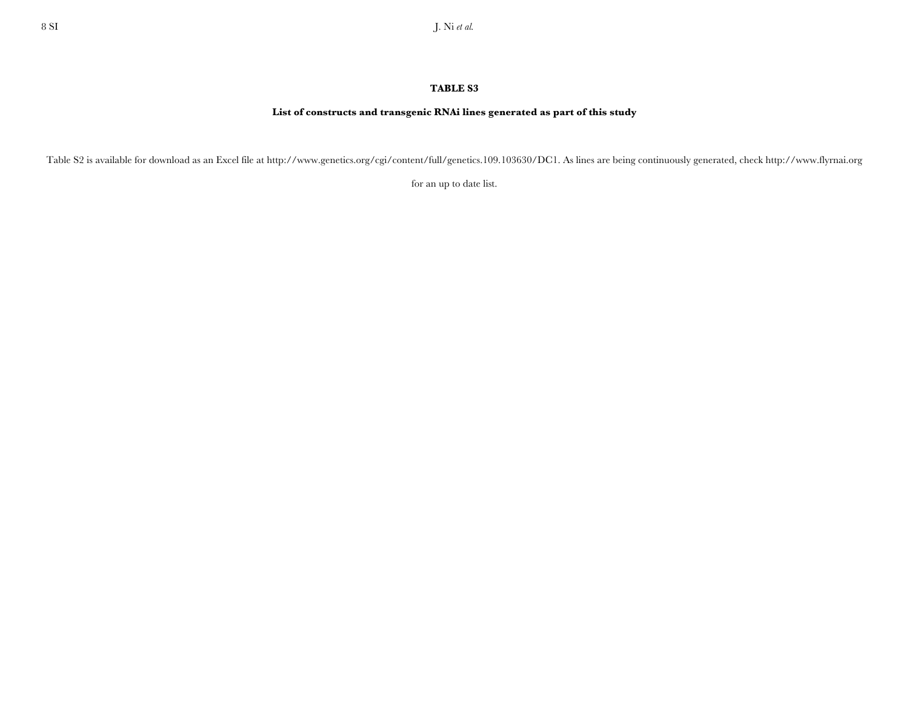**TABLE S3**

**List of constructs and transgenic RNAi lines generated as part of this study**

Table S2 is available for download as an Excel file at http://www.genetics.org/cgi/content/full/genetics.109.103630/DC1. As lines are being continuously generated, check http://www.flyrnai.org for an up to date list.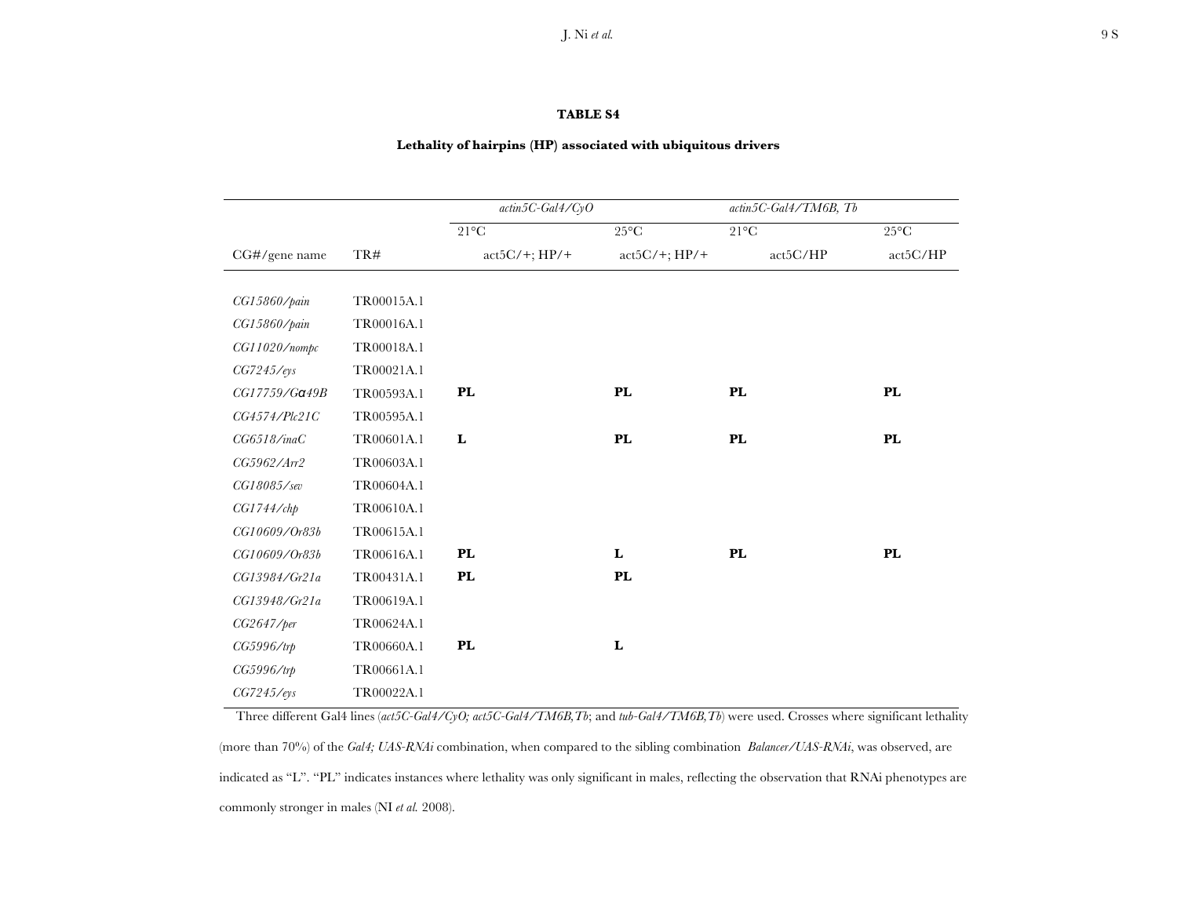**TABLE S4**

**Lethality of hairpins (HP) associated with ubiquitous drivers**

| | | *actin5C-Gal4/CyO* | | *actin5C-Gal4/TM6B, Tb* | |
|---|---|---|---|---|---|
| | | 21°C | 25°C | 21°C | 25°C |
| CG#/gene name | TR# | act5C/+; HP/+ | act5C/+; HP/+ | act5C/HP | act5C/HP |
| *CG15860/pain* | TR00015A.1 | | | | |
| *CG15860/pain* | TR00016A.1 | | | | |
| *CG11020/nompc* | TR00018A.1 | | | | |
| *CG7245/eys* | TR00021A.1 | | | | |
| *CG17759/Gα49B* | TR00593A.1 | **PL** | **PL** | **PL** | **PL** |
| *CG4574/Plc21C* | TR00595A.1 | | | | |
| *CG6518/inaC* | TR00601A.1 | **L** | **PL** | **PL** | **PL** |
| *CG5962/Arr2* | TR00603A.1 | | | | |
| *CG18085/sev* | TR00604A.1 | | | | |
| *CG1744/chp* | TR00610A.1 | | | | |
| *CG10609/Or83b* | TR00615A.1 | | | | |
| *CG10609/Or83b* | TR00616A.1 | **PL** | **L** | **PL** | **PL** |
| *CG13984/Gr21a* | TR00431A.1 | **PL** | **PL** | | |
| *CG13948/Gr21a* | TR00619A.1 | | | | |
| *CG2647/per* | TR00624A.1 | | | | |
| *CG5996/trp* | TR00660A.1 | **PL** | **L** | | |
| *CG5996/trp* | TR00661A.1 | | | | |
| *CG7245/eys* | TR00022A.1 | | | | |

Three different Gal4 lines (*act5C-Gal4/CyO; act5C-Gal4/TM6B,Tb*; and *tub-Gal4/TM6B,Tb*) were used. Crosses where significant lethality (more than 70%) of the *Gal4; UAS-RNAi* combination, when compared to the sibling combination *Balancer/UAS-RNAi*, was observed, are indicated as "L". "PL" indicates instances where lethality was only significant in males, reflecting the observation that RNAi phenotypes are commonly stronger in males (NI *et al.* 2008).